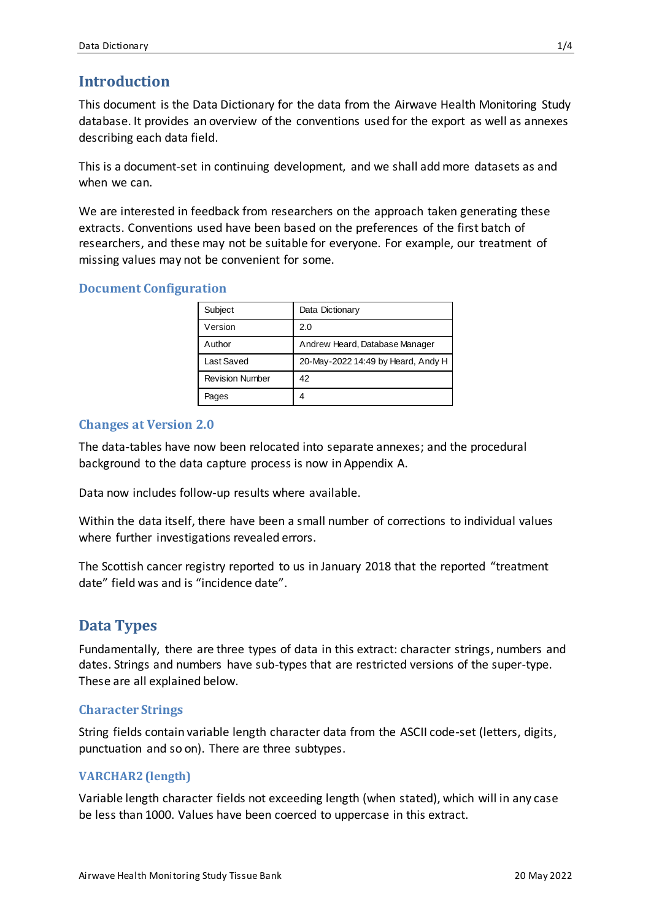# Introduction

This document is the Data Dictionary for the data from the Airwave Health Monitoring Study database. It provides an overview of the conventions used for the export as well as annexes describing each data field.

This is a document-set in continuing development, and we shall add more datasets as and when we can.

We are interested in feedback from researchers on the approach taken generating these extracts. Conventions used have been based on the preferences of the first batch of researchers, and these may not be suitable for everyone. For example, our treatment of missing values may not be convenient for some.

## Document Configuration

| Subject | Data Dictionary |
|---|---|
| Version | 2.0 |
| Author | Andrew Heard, Database Manager |
| Last Saved | 20-May-2022 14:49 by Heard, Andy H |
| Revision Number | 42 |
| Pages | 4 |

## Changes at Version 2.0

The data-tables have now been relocated into separate annexes; and the procedural background to the data capture process is now in Appendix A.

Data now includes follow-up results where available.

Within the data itself, there have been a small number of corrections to individual values where further investigations revealed errors.

The Scottish cancer registry reported to us in January 2018 that the reported "treatment date" field was and is "incidence date".

# Data Types

Fundamentally, there are three types of data in this extract: character strings, numbers and dates. Strings and numbers have sub-types that are restricted versions of the super-type. These are all explained below.

## Character Strings

String fields contain variable length character data from the ASCII code-set (letters, digits, punctuation and so on). There are three subtypes.

### VARCHAR2 (length)

Variable length character fields not exceeding length (when stated), which will in any case be less than 1000. Values have been coerced to uppercase in this extract.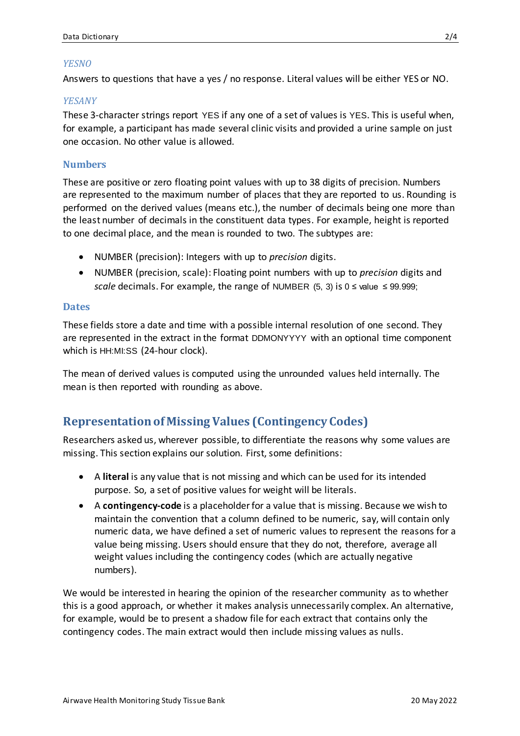### *YESNO*

Answers to questions that have a yes / no response. Literal values will be either YES or NO.

### *YESANY*

These 3-character strings report YES if any one of a set of values is YES. This is useful when, for example, a participant has made several clinic visits and provided a urine sample on just one occasion. No other value is allowed.

### Numbers

These are positive or zero floating point values with up to 38 digits of precision. Numbers are represented to the maximum number of places that they are reported to us. Rounding is performed on the derived values (means etc.), the number of decimals being one more than the least number of decimals in the constituent data types. For example, height is reported to one decimal place, and the mean is rounded to two. The subtypes are:

- NUMBER (precision): Integers with up to *precision* digits.
- NUMBER (precision, scale): Floating point numbers with up to *precision* digits and *scale* decimals. For example, the range of NUMBER (5, 3) is 0 ≤ value ≤ 99.999;

### Dates

These fields store a date and time with a possible internal resolution of one second. They are represented in the extract in the format DDMONYYYY with an optional time component which is HH:MI:SS (24-hour clock).

The mean of derived values is computed using the unrounded values held internally. The mean is then reported with rounding as above.

## Representation of Missing Values (Contingency Codes)

Researchers asked us, wherever possible, to differentiate the reasons why some values are missing. This section explains our solution. First, some definitions:

- A **literal** is any value that is not missing and which can be used for its intended purpose. So, a set of positive values for weight will be literals.
- A **contingency-code** is a placeholder for a value that is missing. Because we wish to maintain the convention that a column defined to be numeric, say, will contain only numeric data, we have defined a set of numeric values to represent the reasons for a value being missing. Users should ensure that they do not, therefore, average all weight values including the contingency codes (which are actually negative numbers).

We would be interested in hearing the opinion of the researcher community as to whether this is a good approach, or whether it makes analysis unnecessarily complex. An alternative, for example, would be to present a shadow file for each extract that contains only the contingency codes. The main extract would then include missing values as nulls.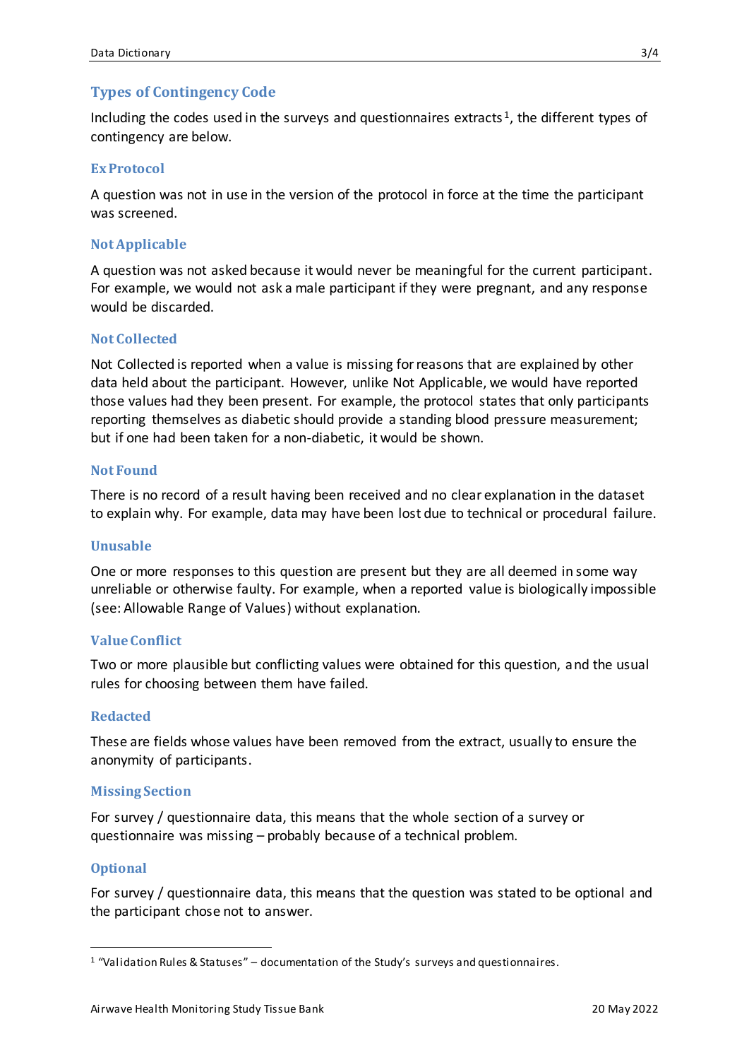## Types of Contingency Code

Including the codes used in the surveys and questionnaires extracts[1], the different types of contingency are below.

### Ex Protocol

A question was not in use in the version of the protocol in force at the time the participant was screened.

### Not Applicable

A question was not asked because it would never be meaningful for the current participant. For example, we would not ask a male participant if they were pregnant, and any response would be discarded.

### Not Collected

Not Collected is reported when a value is missing for reasons that are explained by other data held about the participant. However, unlike Not Applicable, we would have reported those values had they been present. For example, the protocol states that only participants reporting themselves as diabetic should provide a standing blood pressure measurement; but if one had been taken for a non-diabetic, it would be shown.

### Not Found

There is no record of a result having been received and no clear explanation in the dataset to explain why. For example, data may have been lost due to technical or procedural failure.

### Unusable

One or more responses to this question are present but they are all deemed in some way unreliable or otherwise faulty. For example, when a reported value is biologically impossible (see: Allowable Range of Values) without explanation.

### Value Conflict

Two or more plausible but conflicting values were obtained for this question, and the usual rules for choosing between them have failed.

### Redacted

These are fields whose values have been removed from the extract, usually to ensure the anonymity of participants.

### Missing Section

For survey / questionnaire data, this means that the whole section of a survey or questionnaire was missing – probably because of a technical problem.

### Optional

For survey / questionnaire data, this means that the question was stated to be optional and the participant chose not to answer.

---

[1] "Validation Rules & Statuses" – documentation of the Study's surveys and questionnaires.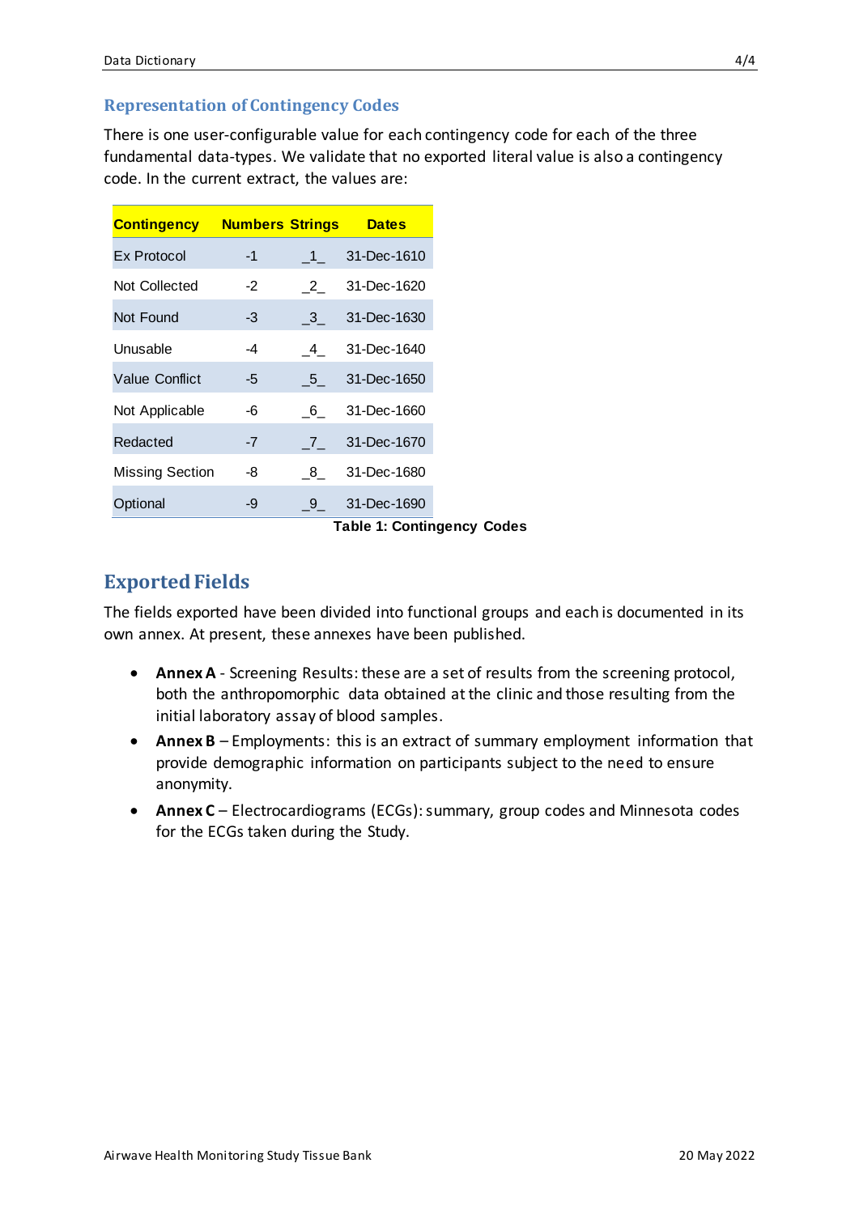## Representation of Contingency Codes

There is one user-configurable value for each contingency code for each of the three fundamental data-types. We validate that no exported literal value is also a contingency code. In the current extract, the values are:

| Contingency | Numbers | Strings | Dates |
|---|---|---|---|
| Ex Protocol | -1 | _1_ | 31-Dec-1610 |
| Not Collected | -2 | _2_ | 31-Dec-1620 |
| Not Found | -3 | _3_ | 31-Dec-1630 |
| Unusable | -4 | _4_ | 31-Dec-1640 |
| Value Conflict | -5 | _5_ | 31-Dec-1650 |
| Not Applicable | -6 | _6_ | 31-Dec-1660 |
| Redacted | -7 | _7_ | 31-Dec-1670 |
| Missing Section | -8 | _8_ | 31-Dec-1680 |
| Optional | -9 | _9_ | 31-Dec-1690 |

**Table 1: Contingency Codes**

## Exported Fields

The fields exported have been divided into functional groups and each is documented in its own annex. At present, these annexes have been published.

- **Annex A** - Screening Results: these are a set of results from the screening protocol, both the anthropomorphic data obtained at the clinic and those resulting from the initial laboratory assay of blood samples.
- **Annex B** – Employments: this is an extract of summary employment information that provide demographic information on participants subject to the need to ensure anonymity.
- **Annex C** – Electrocardiograms (ECGs): summary, group codes and Minnesota codes for the ECGs taken during the Study.